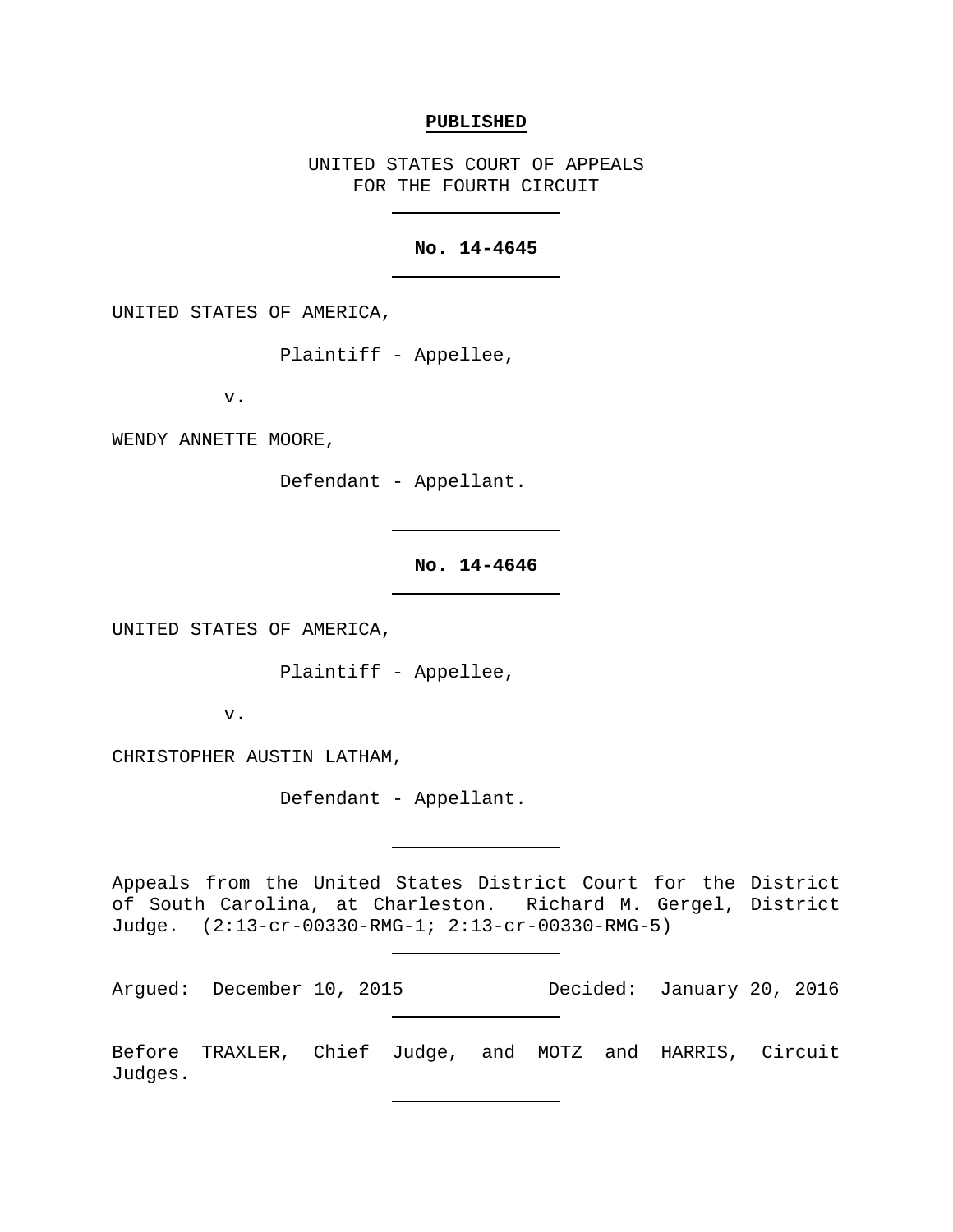**PUBLISHED**

UNITED STATES COURT OF APPEALS
FOR THE FOURTH CIRCUIT

---

**No. 14-4645**

---

UNITED STATES OF AMERICA,

Plaintiff - Appellee,

v.

WENDY ANNETTE MOORE,

Defendant - Appellant.

---

**No. 14-4646**

---

UNITED STATES OF AMERICA,

Plaintiff - Appellee,

v.

CHRISTOPHER AUSTIN LATHAM,

Defendant - Appellant.

---

Appeals from the United States District Court for the District of South Carolina, at Charleston. Richard M. Gergel, District Judge. (2:13-cr-00330-RMG-1; 2:13-cr-00330-RMG-5)

---

Argued: December 10, 2015 Decided: January 20, 2016

---

Before TRAXLER, Chief Judge, and MOTZ and HARRIS, Circuit Judges.

---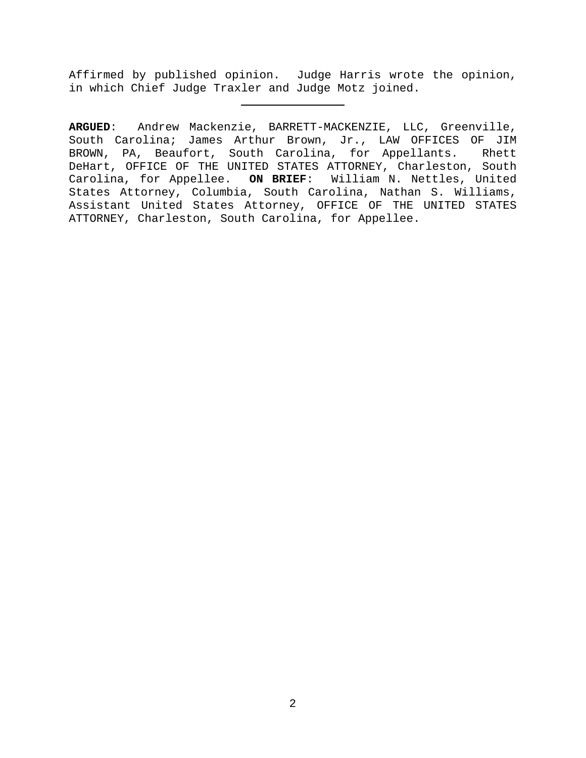Affirmed by published opinion. Judge Harris wrote the opinion, in which Chief Judge Traxler and Judge Motz joined.

---

**ARGUED**: Andrew Mackenzie, BARRETT-MACKENZIE, LLC, Greenville, South Carolina; James Arthur Brown, Jr., LAW OFFICES OF JIM BROWN, PA, Beaufort, South Carolina, for Appellants. Rhett DeHart, OFFICE OF THE UNITED STATES ATTORNEY, Charleston, South Carolina, for Appellee. **ON BRIEF**: William N. Nettles, United States Attorney, Columbia, South Carolina, Nathan S. Williams, Assistant United States Attorney, OFFICE OF THE UNITED STATES ATTORNEY, Charleston, South Carolina, for Appellee.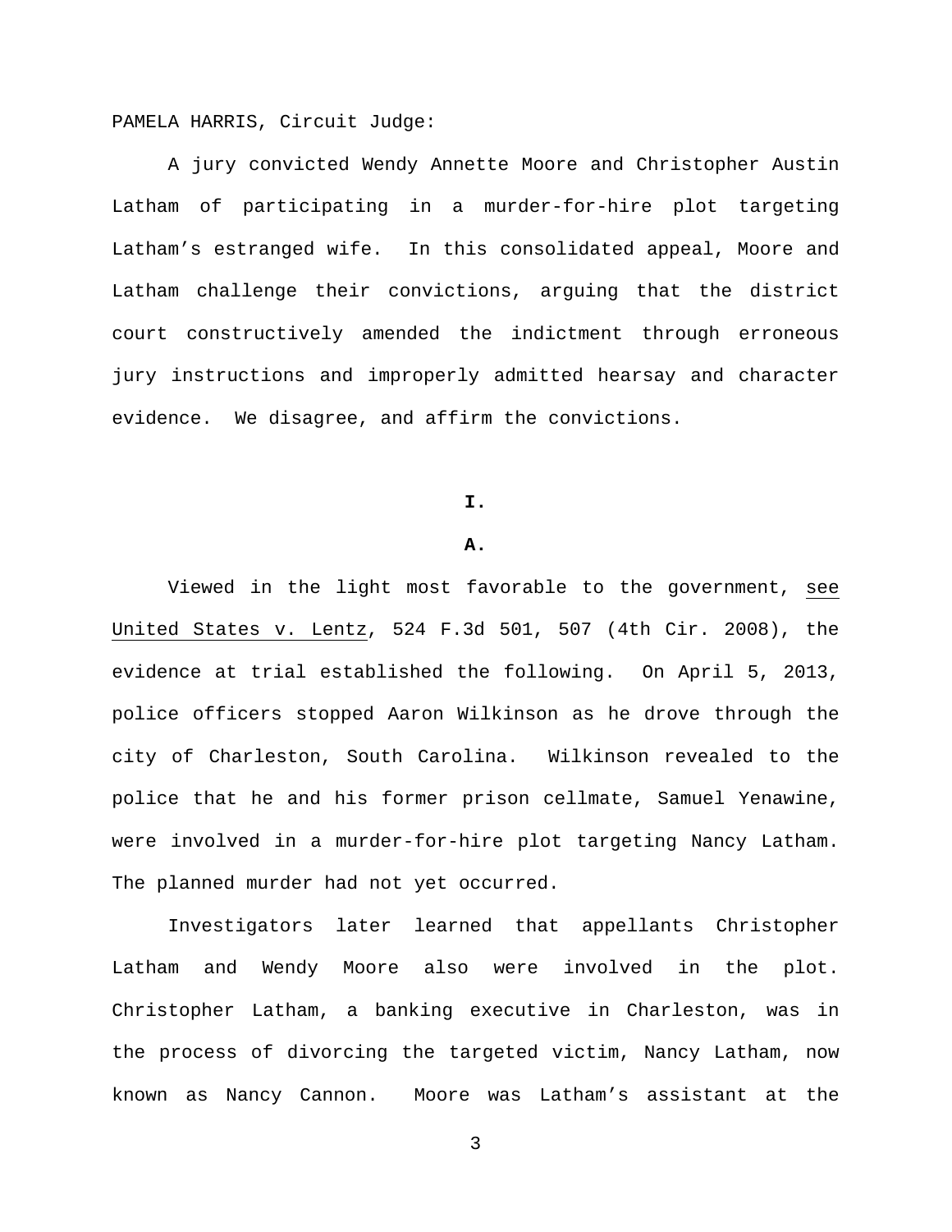PAMELA HARRIS, Circuit Judge:

A jury convicted Wendy Annette Moore and Christopher Austin Latham of participating in a murder-for-hire plot targeting Latham's estranged wife. In this consolidated appeal, Moore and Latham challenge their convictions, arguing that the district court constructively amended the indictment through erroneous jury instructions and improperly admitted hearsay and character evidence. We disagree, and affirm the convictions.

## I.

### A.

Viewed in the light most favorable to the government, see United States v. Lentz, 524 F.3d 501, 507 (4th Cir. 2008), the evidence at trial established the following. On April 5, 2013, police officers stopped Aaron Wilkinson as he drove through the city of Charleston, South Carolina. Wilkinson revealed to the police that he and his former prison cellmate, Samuel Yenawine, were involved in a murder-for-hire plot targeting Nancy Latham. The planned murder had not yet occurred.

Investigators later learned that appellants Christopher Latham and Wendy Moore also were involved in the plot. Christopher Latham, a banking executive in Charleston, was in the process of divorcing the targeted victim, Nancy Latham, now known as Nancy Cannon. Moore was Latham's assistant at the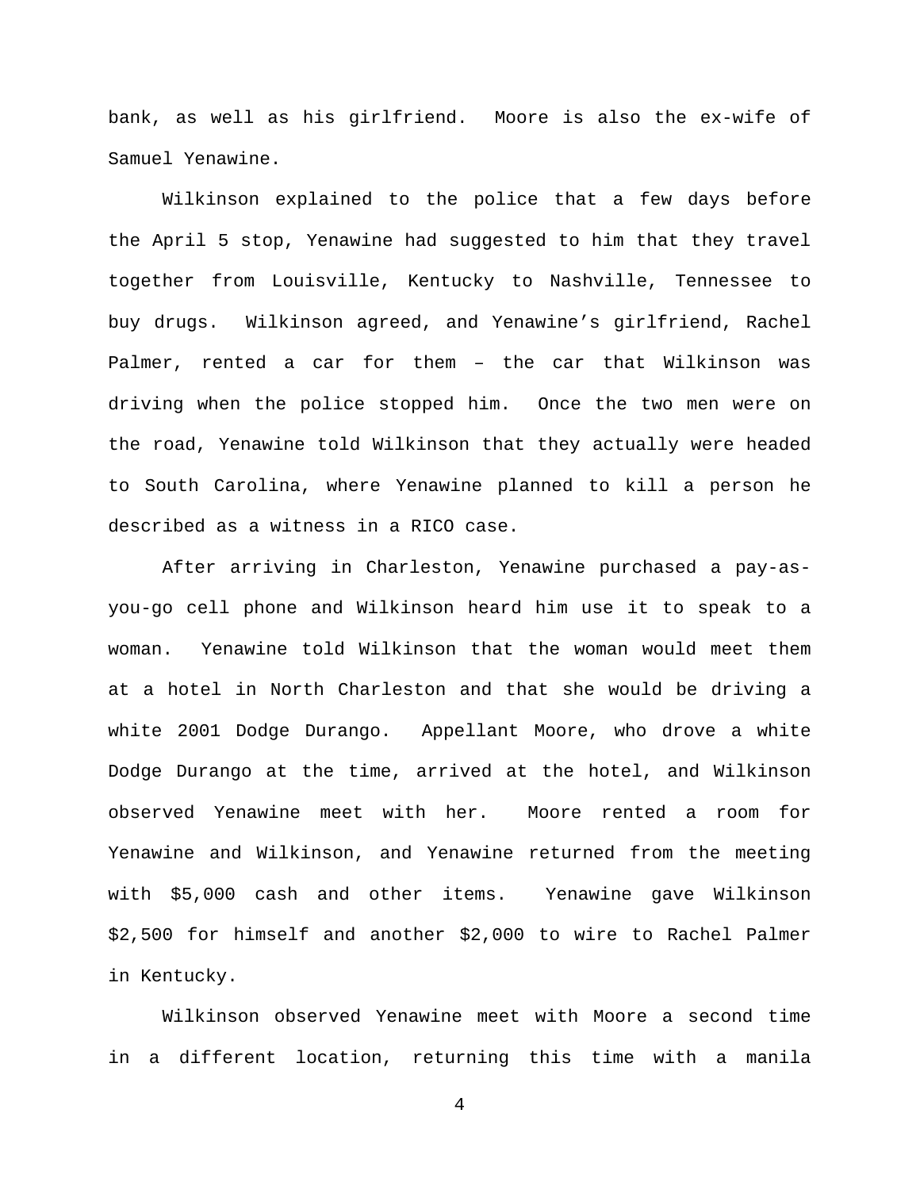bank, as well as his girlfriend. Moore is also the ex-wife of Samuel Yenawine.

Wilkinson explained to the police that a few days before the April 5 stop, Yenawine had suggested to him that they travel together from Louisville, Kentucky to Nashville, Tennessee to buy drugs. Wilkinson agreed, and Yenawine's girlfriend, Rachel Palmer, rented a car for them – the car that Wilkinson was driving when the police stopped him. Once the two men were on the road, Yenawine told Wilkinson that they actually were headed to South Carolina, where Yenawine planned to kill a person he described as a witness in a RICO case.

After arriving in Charleston, Yenawine purchased a pay-as-you-go cell phone and Wilkinson heard him use it to speak to a woman. Yenawine told Wilkinson that the woman would meet them at a hotel in North Charleston and that she would be driving a white 2001 Dodge Durango. Appellant Moore, who drove a white Dodge Durango at the time, arrived at the hotel, and Wilkinson observed Yenawine meet with her. Moore rented a room for Yenawine and Wilkinson, and Yenawine returned from the meeting with $5,000 cash and other items. Yenawine gave Wilkinson $2,500 for himself and another $2,000 to wire to Rachel Palmer in Kentucky.

Wilkinson observed Yenawine meet with Moore a second time in a different location, returning this time with a manila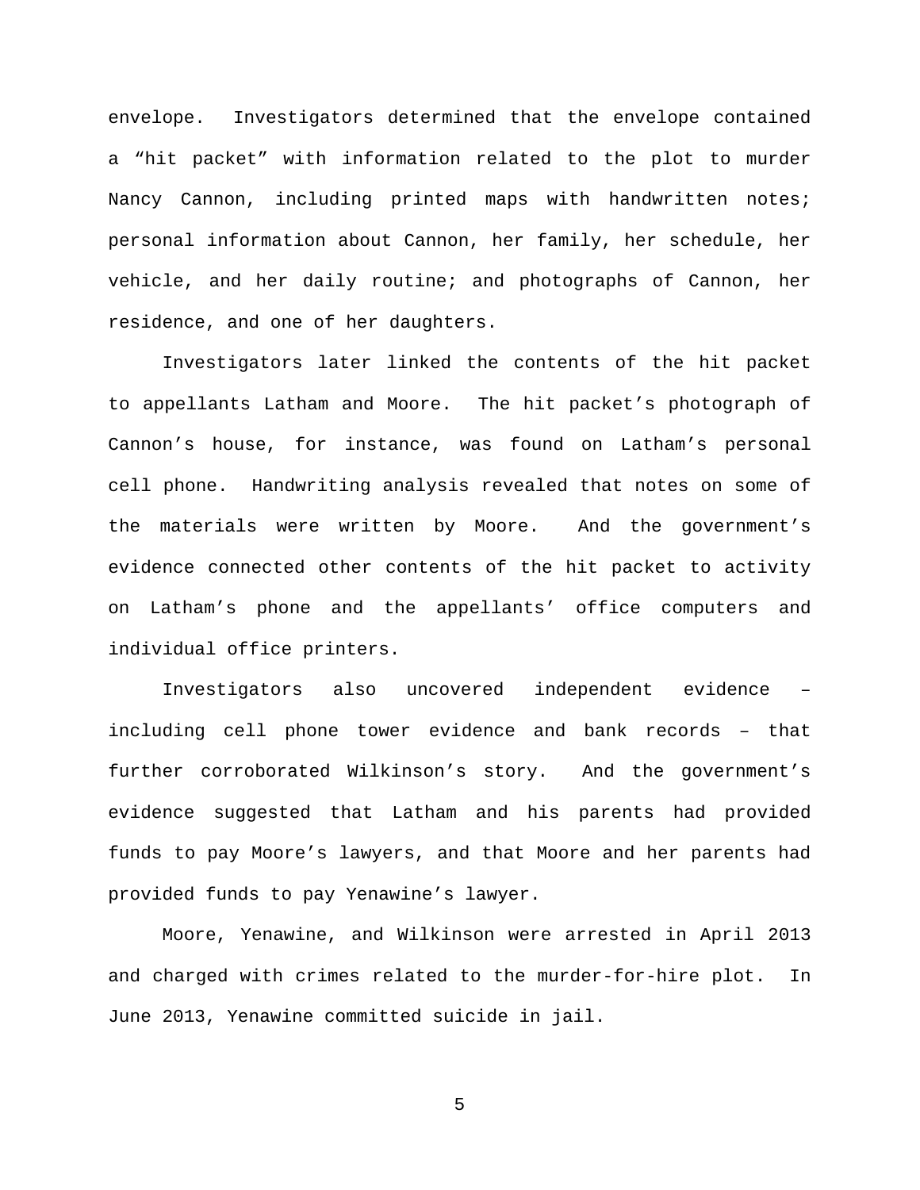envelope. Investigators determined that the envelope contained a "hit packet" with information related to the plot to murder Nancy Cannon, including printed maps with handwritten notes; personal information about Cannon, her family, her schedule, her vehicle, and her daily routine; and photographs of Cannon, her residence, and one of her daughters.

Investigators later linked the contents of the hit packet to appellants Latham and Moore. The hit packet's photograph of Cannon's house, for instance, was found on Latham's personal cell phone. Handwriting analysis revealed that notes on some of the materials were written by Moore. And the government's evidence connected other contents of the hit packet to activity on Latham's phone and the appellants' office computers and individual office printers.

Investigators also uncovered independent evidence – including cell phone tower evidence and bank records – that further corroborated Wilkinson's story. And the government's evidence suggested that Latham and his parents had provided funds to pay Moore's lawyers, and that Moore and her parents had provided funds to pay Yenawine's lawyer.

Moore, Yenawine, and Wilkinson were arrested in April 2013 and charged with crimes related to the murder-for-hire plot. In June 2013, Yenawine committed suicide in jail.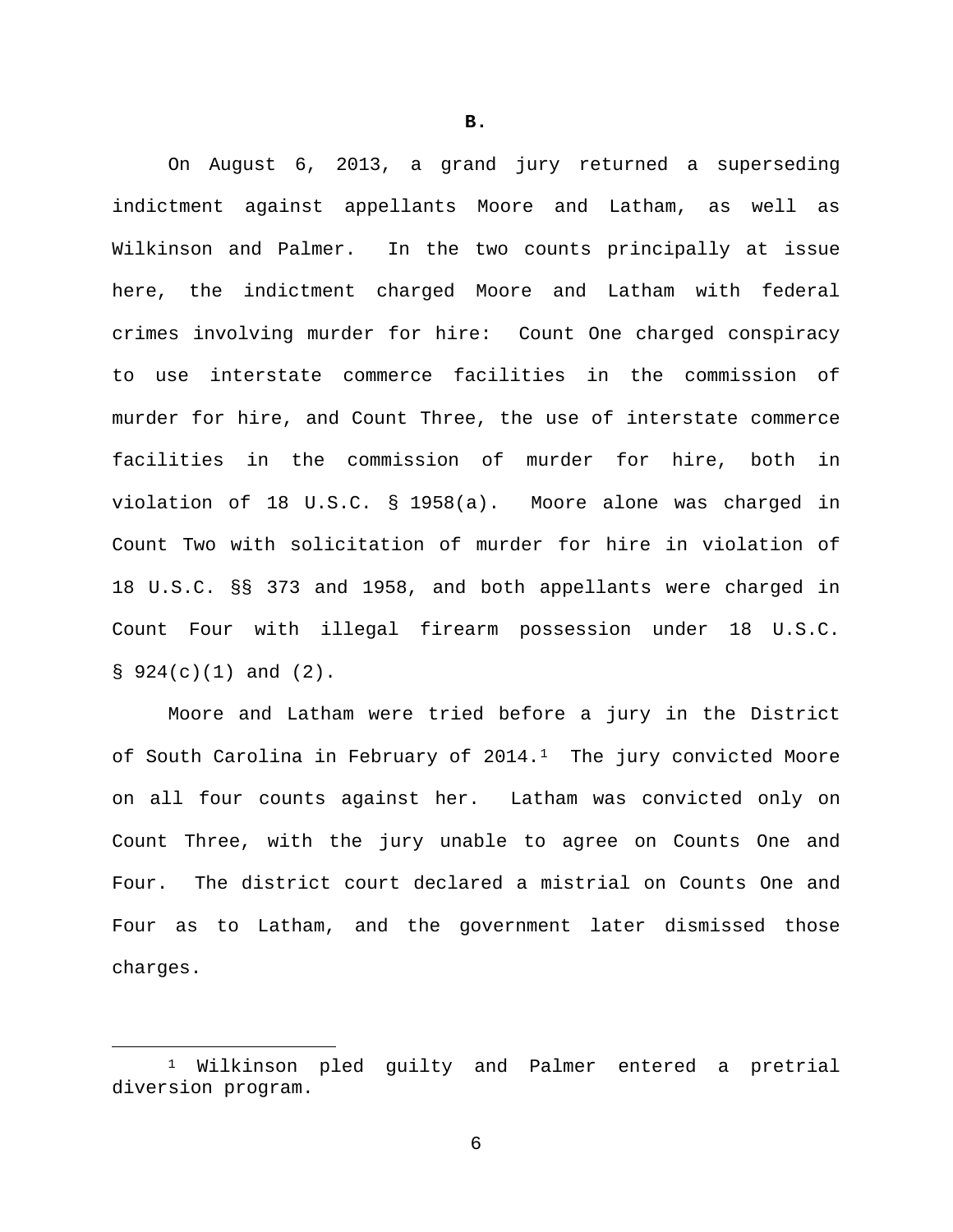**B.**

On August 6, 2013, a grand jury returned a superseding indictment against appellants Moore and Latham, as well as Wilkinson and Palmer. In the two counts principally at issue here, the indictment charged Moore and Latham with federal crimes involving murder for hire: Count One charged conspiracy to use interstate commerce facilities in the commission of murder for hire, and Count Three, the use of interstate commerce facilities in the commission of murder for hire, both in violation of 18 U.S.C. § 1958(a). Moore alone was charged in Count Two with solicitation of murder for hire in violation of 18 U.S.C. §§ 373 and 1958, and both appellants were charged in Count Four with illegal firearm possession under 18 U.S.C. § 924(c)(1) and (2).

Moore and Latham were tried before a jury in the District of South Carolina in February of 2014.[1] The jury convicted Moore on all four counts against her. Latham was convicted only on Count Three, with the jury unable to agree on Counts One and Four. The district court declared a mistrial on Counts One and Four as to Latham, and the government later dismissed those charges.

---

[1] Wilkinson pled guilty and Palmer entered a pretrial diversion program.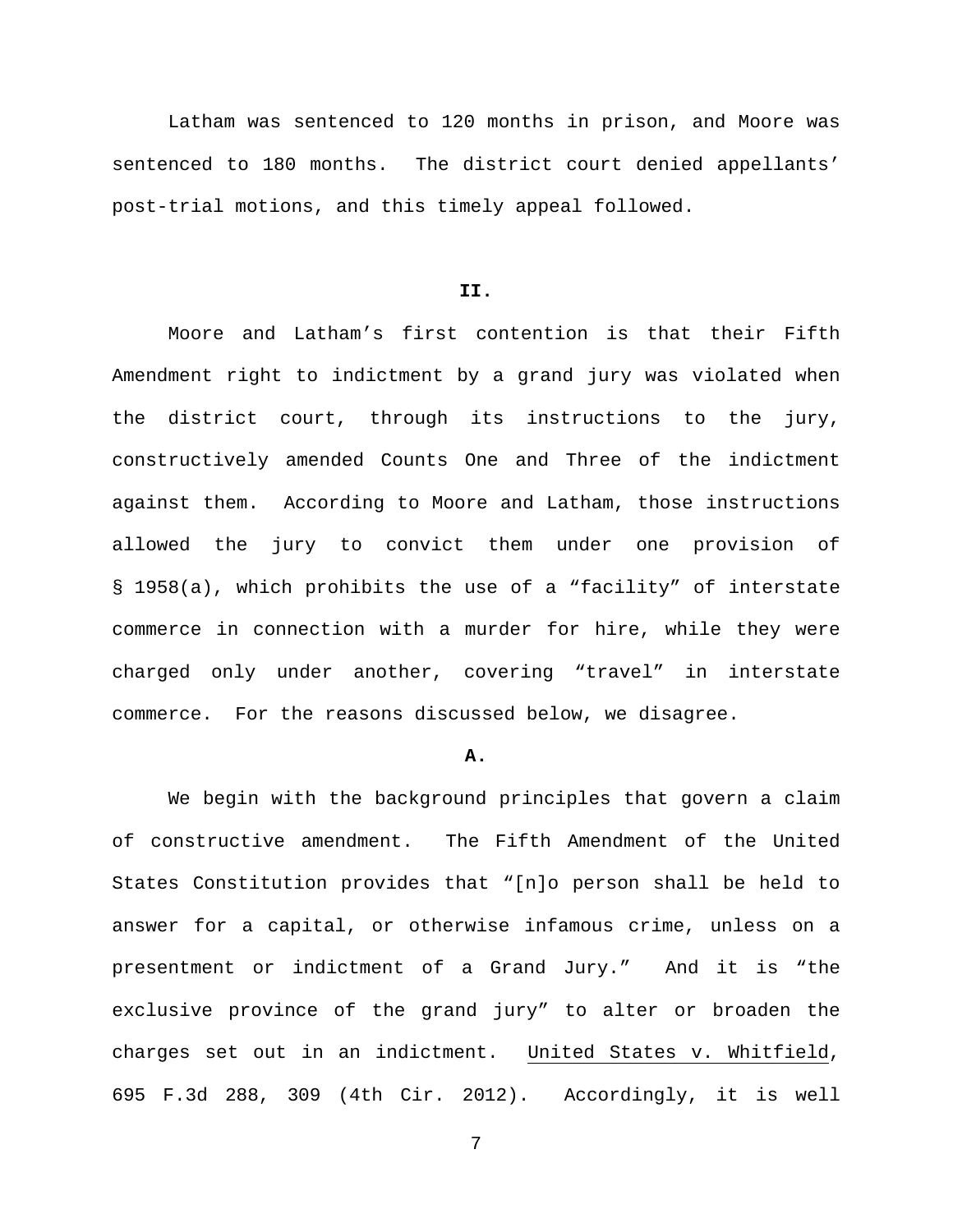Latham was sentenced to 120 months in prison, and Moore was sentenced to 180 months. The district court denied appellants' post-trial motions, and this timely appeal followed.

## II.

Moore and Latham's first contention is that their Fifth Amendment right to indictment by a grand jury was violated when the district court, through its instructions to the jury, constructively amended Counts One and Three of the indictment against them. According to Moore and Latham, those instructions allowed the jury to convict them under one provision of § 1958(a), which prohibits the use of a "facility" of interstate commerce in connection with a murder for hire, while they were charged only under another, covering "travel" in interstate commerce. For the reasons discussed below, we disagree.

### A.

We begin with the background principles that govern a claim of constructive amendment. The Fifth Amendment of the United States Constitution provides that "[n]o person shall be held to answer for a capital, or otherwise infamous crime, unless on a presentment or indictment of a Grand Jury." And it is "the exclusive province of the grand jury" to alter or broaden the charges set out in an indictment. United States v. Whitfield, 695 F.3d 288, 309 (4th Cir. 2012). Accordingly, it is well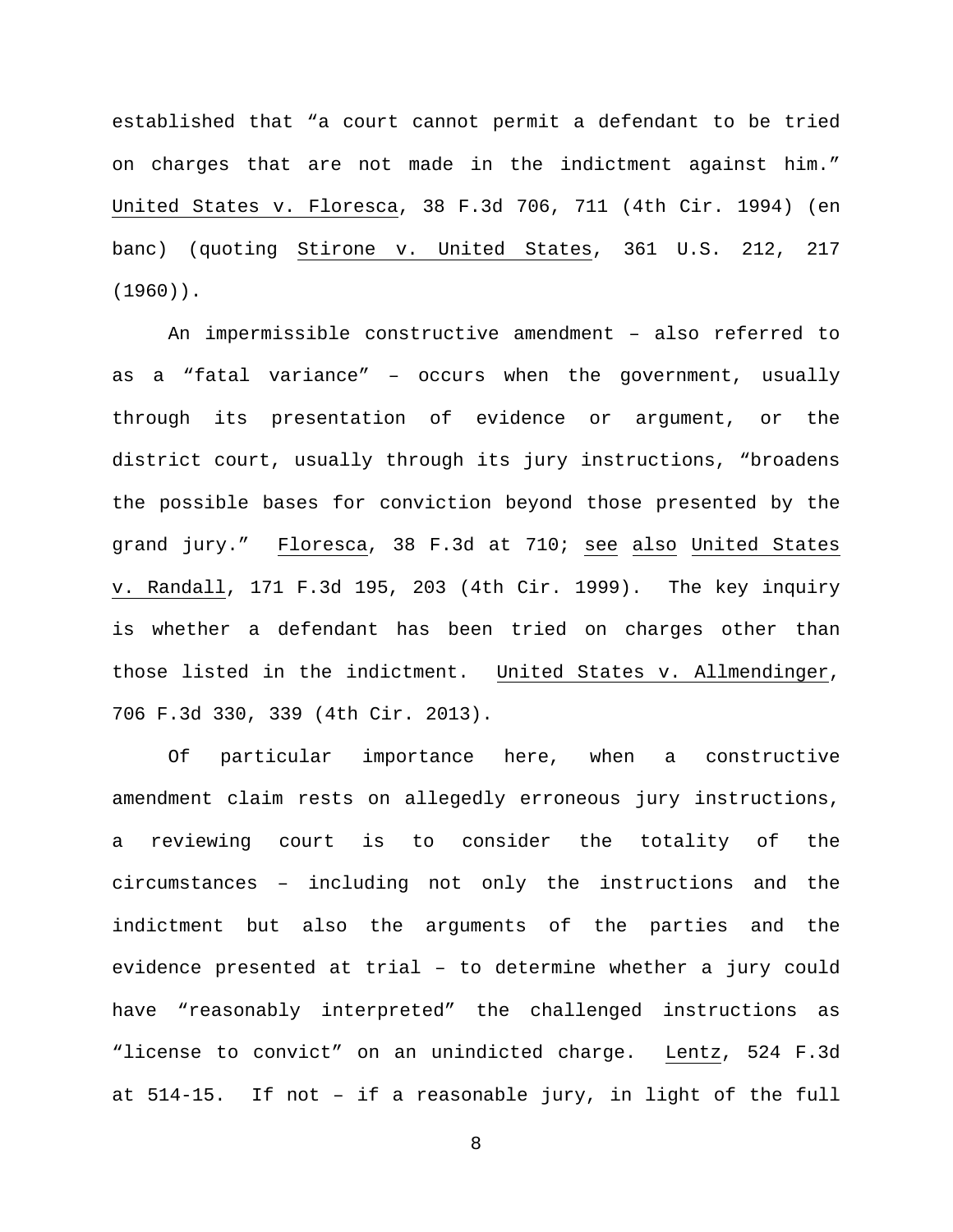established that "a court cannot permit a defendant to be tried on charges that are not made in the indictment against him." United States v. Floresca, 38 F.3d 706, 711 (4th Cir. 1994) (en banc) (quoting Stirone v. United States, 361 U.S. 212, 217 (1960)).

An impermissible constructive amendment – also referred to as a "fatal variance" – occurs when the government, usually through its presentation of evidence or argument, or the district court, usually through its jury instructions, "broadens the possible bases for conviction beyond those presented by the grand jury." Floresca, 38 F.3d at 710; see also United States v. Randall, 171 F.3d 195, 203 (4th Cir. 1999). The key inquiry is whether a defendant has been tried on charges other than those listed in the indictment. United States v. Allmendinger, 706 F.3d 330, 339 (4th Cir. 2013).

Of particular importance here, when a constructive amendment claim rests on allegedly erroneous jury instructions, a reviewing court is to consider the totality of the circumstances – including not only the instructions and the indictment but also the arguments of the parties and the evidence presented at trial – to determine whether a jury could have "reasonably interpreted" the challenged instructions as "license to convict" on an unindicted charge. Lentz, 524 F.3d at 514-15. If not – if a reasonable jury, in light of the full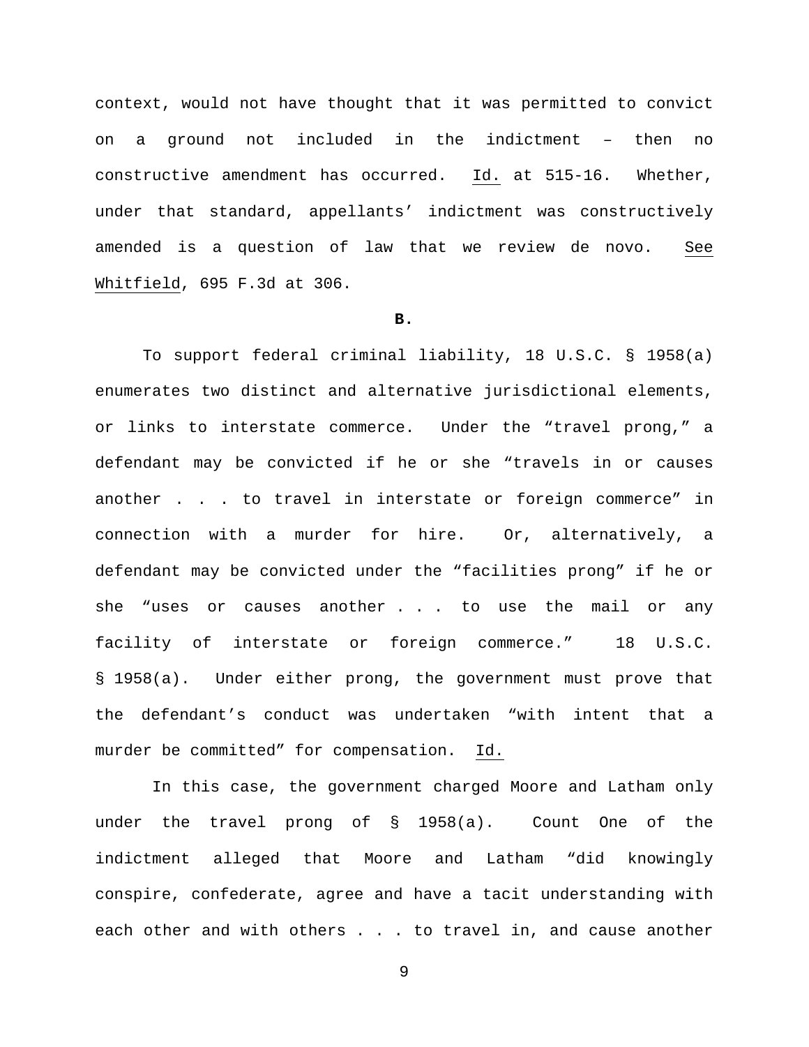context, would not have thought that it was permitted to convict on a ground not included in the indictment – then no constructive amendment has occurred. Id. at 515-16. Whether, under that standard, appellants' indictment was constructively amended is a question of law that we review de novo. See Whitfield, 695 F.3d at 306.

**B.**

To support federal criminal liability, 18 U.S.C. § 1958(a) enumerates two distinct and alternative jurisdictional elements, or links to interstate commerce. Under the "travel prong," a defendant may be convicted if he or she "travels in or causes another . . . to travel in interstate or foreign commerce" in connection with a murder for hire. Or, alternatively, a defendant may be convicted under the "facilities prong" if he or she "uses or causes another . . . to use the mail or any facility of interstate or foreign commerce." 18 U.S.C. § 1958(a). Under either prong, the government must prove that the defendant's conduct was undertaken "with intent that a murder be committed" for compensation. Id.

In this case, the government charged Moore and Latham only under the travel prong of § 1958(a). Count One of the indictment alleged that Moore and Latham "did knowingly conspire, confederate, agree and have a tacit understanding with each other and with others . . . to travel in, and cause another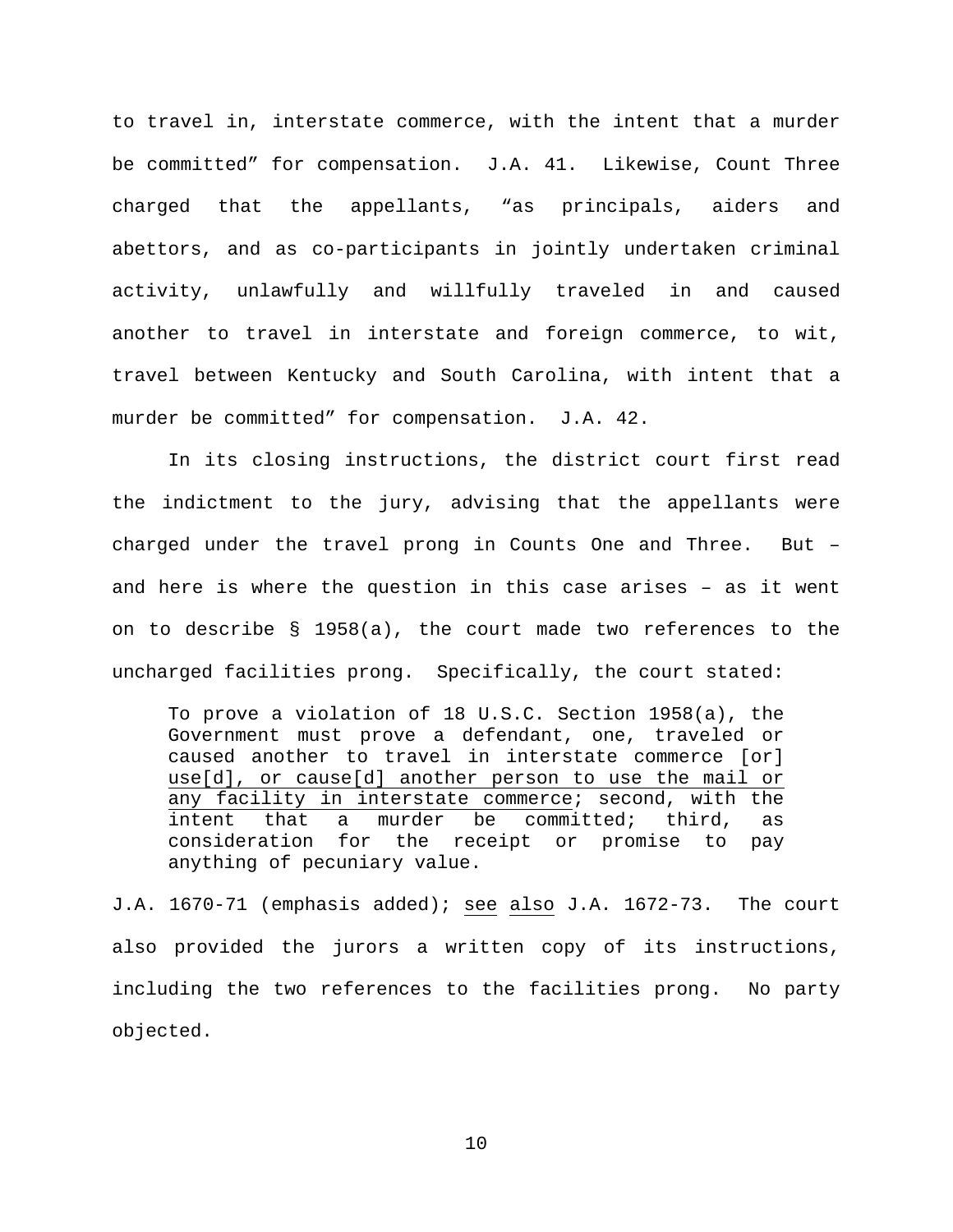to travel in, interstate commerce, with the intent that a murder be committed" for compensation. J.A. 41. Likewise, Count Three charged that the appellants, "as principals, aiders and abettors, and as co-participants in jointly undertaken criminal activity, unlawfully and willfully traveled in and caused another to travel in interstate and foreign commerce, to wit, travel between Kentucky and South Carolina, with intent that a murder be committed" for compensation. J.A. 42.

In its closing instructions, the district court first read the indictment to the jury, advising that the appellants were charged under the travel prong in Counts One and Three. But – and here is where the question in this case arises – as it went on to describe § 1958(a), the court made two references to the uncharged facilities prong. Specifically, the court stated:

> To prove a violation of 18 U.S.C. Section 1958(a), the Government must prove a defendant, one, traveled or caused another to travel in interstate commerce [or] <u>use[d], or cause[d] another person to use the mail or any facility in interstate commerce</u>; second, with the intent that a murder be committed; third, as consideration for the receipt or promise to pay anything of pecuniary value.

J.A. 1670-71 (emphasis added); <u>see</u> <u>also</u> J.A. 1672-73. The court also provided the jurors a written copy of its instructions, including the two references to the facilities prong. No party objected.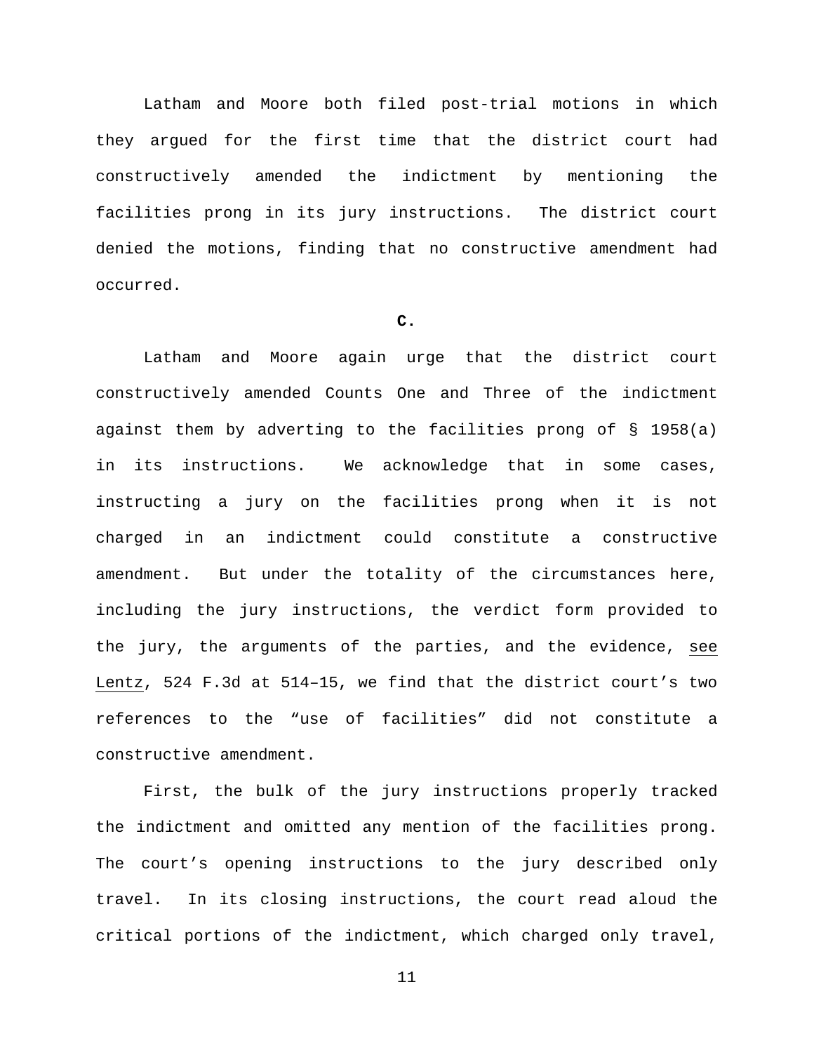Latham and Moore both filed post-trial motions in which they argued for the first time that the district court had constructively amended the indictment by mentioning the facilities prong in its jury instructions. The district court denied the motions, finding that no constructive amendment had occurred.

**C.**

Latham and Moore again urge that the district court constructively amended Counts One and Three of the indictment against them by adverting to the facilities prong of § 1958(a) in its instructions. We acknowledge that in some cases, instructing a jury on the facilities prong when it is not charged in an indictment could constitute a constructive amendment. But under the totality of the circumstances here, including the jury instructions, the verdict form provided to the jury, the arguments of the parties, and the evidence, see Lentz, 524 F.3d at 514–15, we find that the district court's two references to the "use of facilities" did not constitute a constructive amendment.

First, the bulk of the jury instructions properly tracked the indictment and omitted any mention of the facilities prong. The court's opening instructions to the jury described only travel. In its closing instructions, the court read aloud the critical portions of the indictment, which charged only travel,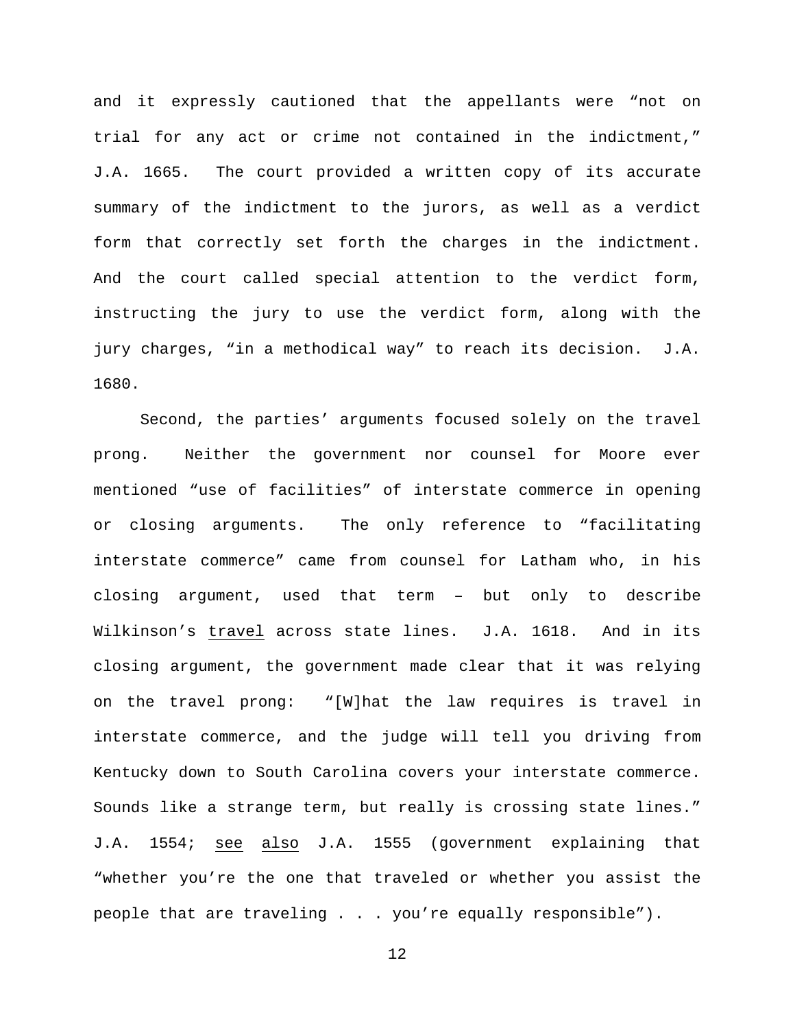and it expressly cautioned that the appellants were "not on trial for any act or crime not contained in the indictment," J.A. 1665. The court provided a written copy of its accurate summary of the indictment to the jurors, as well as a verdict form that correctly set forth the charges in the indictment. And the court called special attention to the verdict form, instructing the jury to use the verdict form, along with the jury charges, "in a methodical way" to reach its decision. J.A. 1680.

Second, the parties' arguments focused solely on the travel prong. Neither the government nor counsel for Moore ever mentioned "use of facilities" of interstate commerce in opening or closing arguments. The only reference to "facilitating interstate commerce" came from counsel for Latham who, in his closing argument, used that term – but only to describe Wilkinson's travel across state lines. J.A. 1618. And in its closing argument, the government made clear that it was relying on the travel prong: "[W]hat the law requires is travel in interstate commerce, and the judge will tell you driving from Kentucky down to South Carolina covers your interstate commerce. Sounds like a strange term, but really is crossing state lines." J.A. 1554; see also J.A. 1555 (government explaining that "whether you're the one that traveled or whether you assist the people that are traveling . . . you're equally responsible").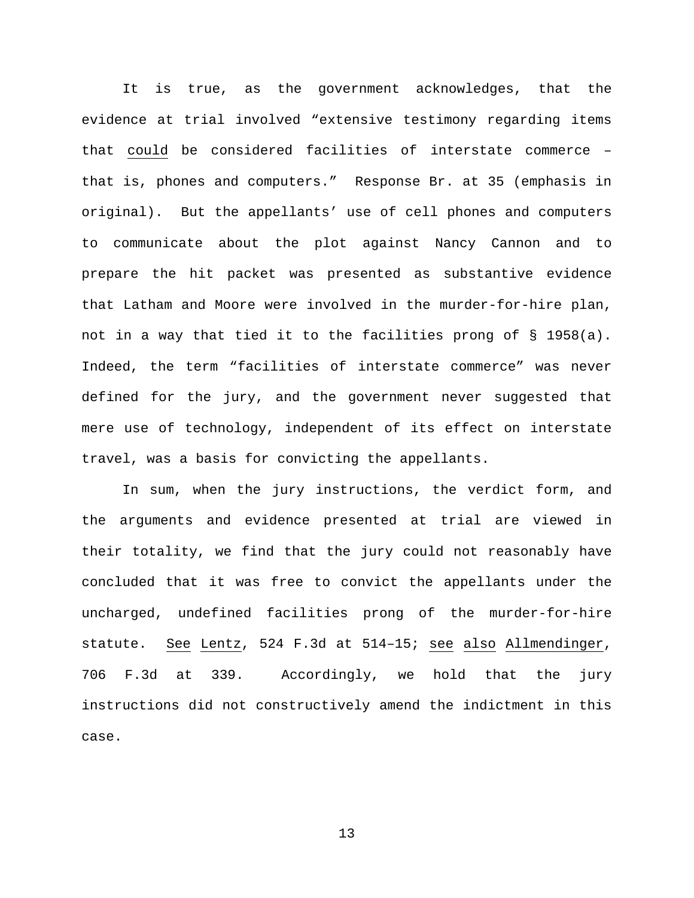It is true, as the government acknowledges, that the evidence at trial involved "extensive testimony regarding items that could be considered facilities of interstate commerce – that is, phones and computers." Response Br. at 35 (emphasis in original). But the appellants' use of cell phones and computers to communicate about the plot against Nancy Cannon and to prepare the hit packet was presented as substantive evidence that Latham and Moore were involved in the murder-for-hire plan, not in a way that tied it to the facilities prong of § 1958(a). Indeed, the term "facilities of interstate commerce" was never defined for the jury, and the government never suggested that mere use of technology, independent of its effect on interstate travel, was a basis for convicting the appellants.

In sum, when the jury instructions, the verdict form, and the arguments and evidence presented at trial are viewed in their totality, we find that the jury could not reasonably have concluded that it was free to convict the appellants under the uncharged, undefined facilities prong of the murder-for-hire statute. See Lentz, 524 F.3d at 514–15; see also Allmendinger, 706 F.3d at 339. Accordingly, we hold that the jury instructions did not constructively amend the indictment in this case.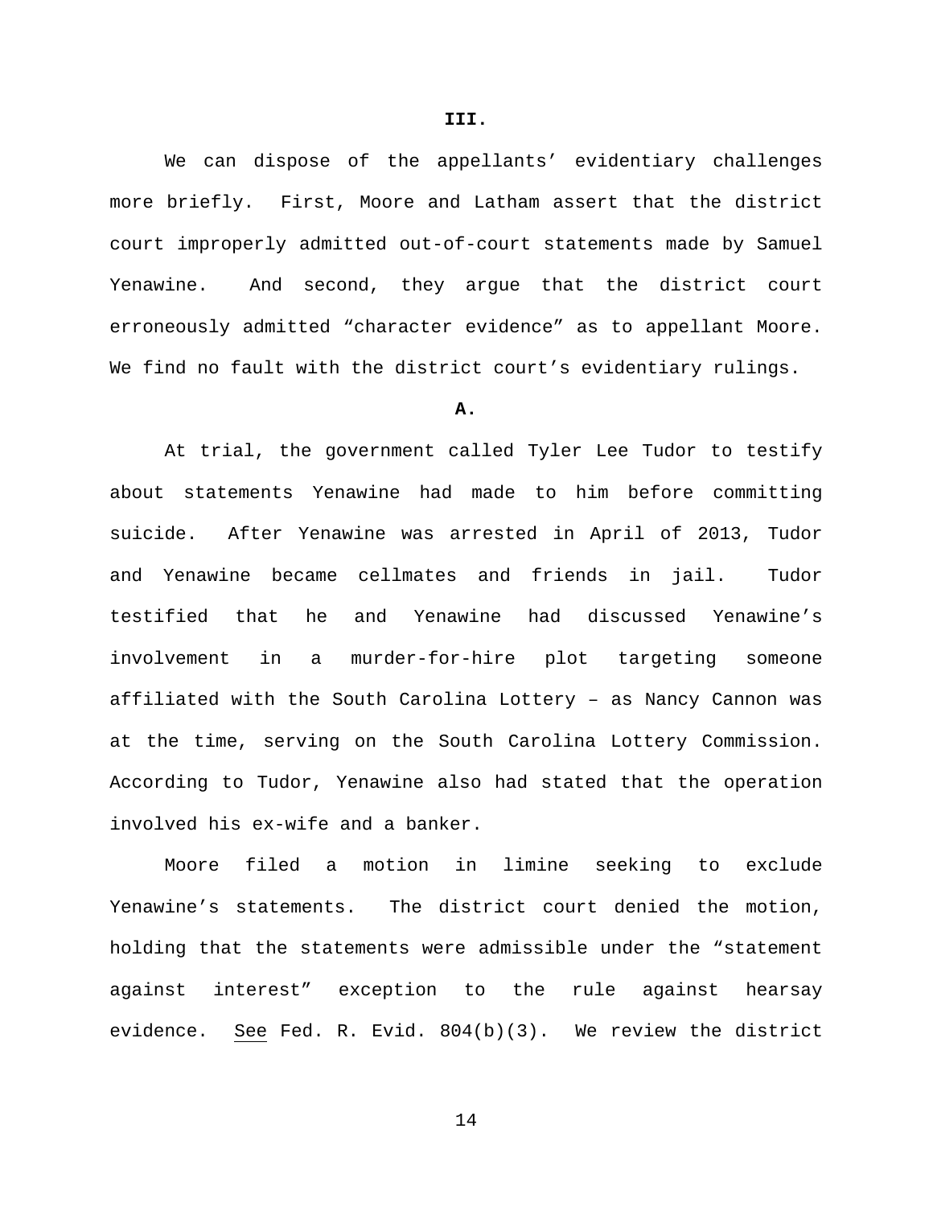**III.**

We can dispose of the appellants' evidentiary challenges more briefly. First, Moore and Latham assert that the district court improperly admitted out-of-court statements made by Samuel Yenawine. And second, they argue that the district court erroneously admitted "character evidence" as to appellant Moore. We find no fault with the district court's evidentiary rulings.

**A.**

At trial, the government called Tyler Lee Tudor to testify about statements Yenawine had made to him before committing suicide. After Yenawine was arrested in April of 2013, Tudor and Yenawine became cellmates and friends in jail. Tudor testified that he and Yenawine had discussed Yenawine's involvement in a murder-for-hire plot targeting someone affiliated with the South Carolina Lottery – as Nancy Cannon was at the time, serving on the South Carolina Lottery Commission. According to Tudor, Yenawine also had stated that the operation involved his ex-wife and a banker.

Moore filed a motion in limine seeking to exclude Yenawine's statements. The district court denied the motion, holding that the statements were admissible under the "statement against interest" exception to the rule against hearsay evidence. See Fed. R. Evid. 804(b)(3). We review the district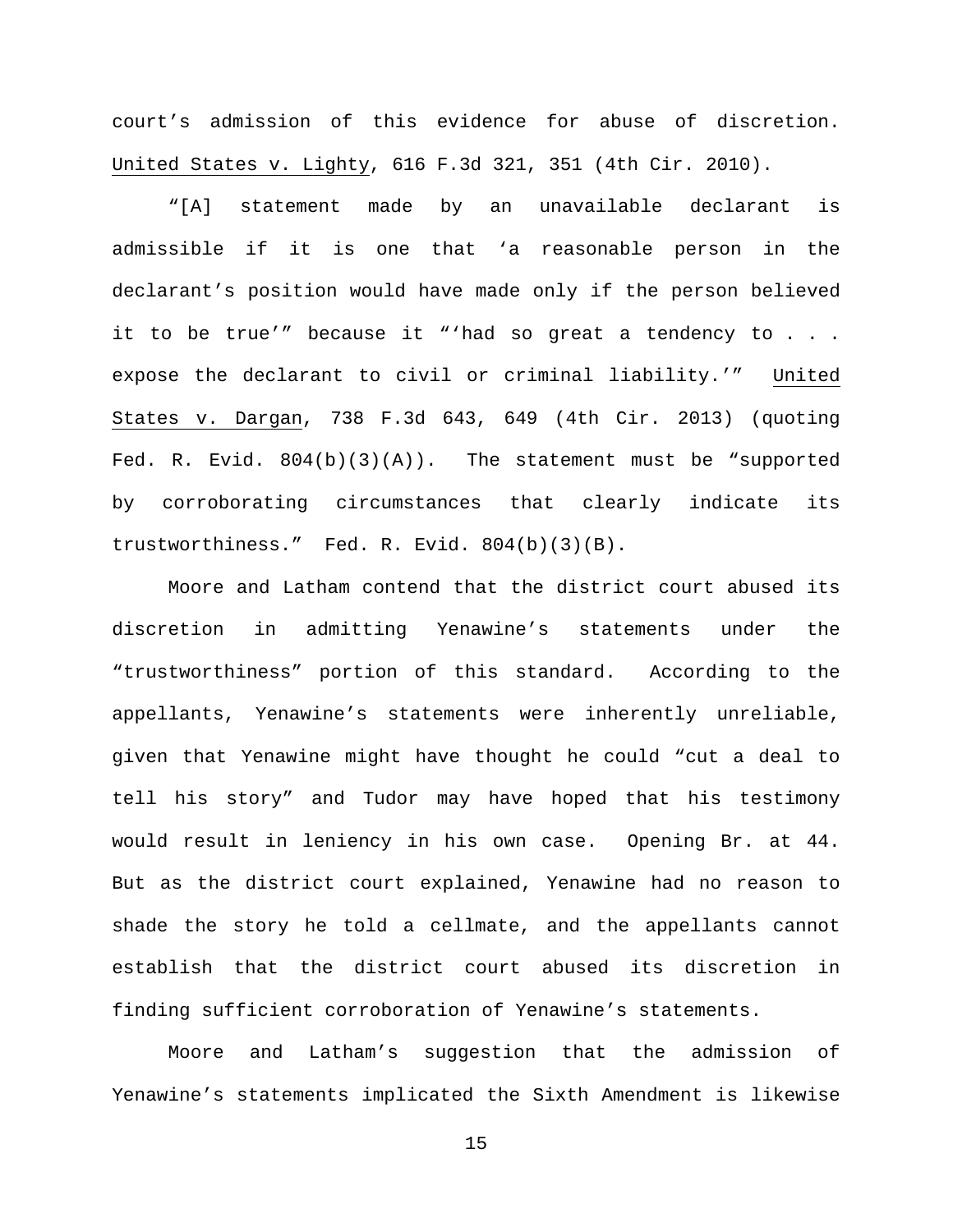court's admission of this evidence for abuse of discretion. United States v. Lighty, 616 F.3d 321, 351 (4th Cir. 2010).

"[A] statement made by an unavailable declarant is admissible if it is one that 'a reasonable person in the declarant's position would have made only if the person believed it to be true'" because it "'had so great a tendency to . . . expose the declarant to civil or criminal liability.'" United States v. Dargan, 738 F.3d 643, 649 (4th Cir. 2013) (quoting Fed. R. Evid. 804(b)(3)(A)). The statement must be "supported by corroborating circumstances that clearly indicate its trustworthiness." Fed. R. Evid. 804(b)(3)(B).

Moore and Latham contend that the district court abused its discretion in admitting Yenawine's statements under the "trustworthiness" portion of this standard. According to the appellants, Yenawine's statements were inherently unreliable, given that Yenawine might have thought he could "cut a deal to tell his story" and Tudor may have hoped that his testimony would result in leniency in his own case. Opening Br. at 44. But as the district court explained, Yenawine had no reason to shade the story he told a cellmate, and the appellants cannot establish that the district court abused its discretion in finding sufficient corroboration of Yenawine's statements.

Moore and Latham's suggestion that the admission of Yenawine's statements implicated the Sixth Amendment is likewise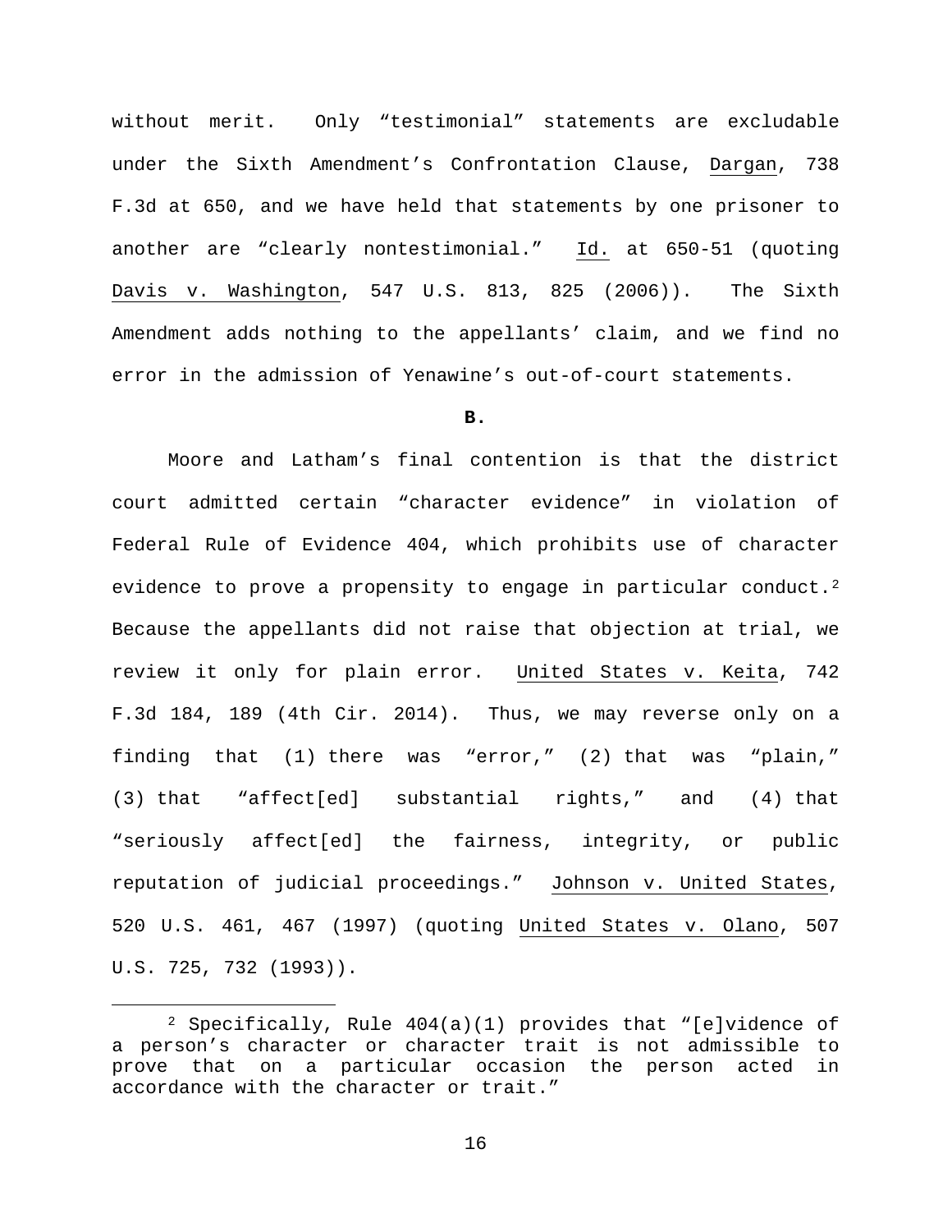without merit. Only "testimonial" statements are excludable under the Sixth Amendment's Confrontation Clause, Dargan, 738 F.3d at 650, and we have held that statements by one prisoner to another are "clearly nontestimonial." Id. at 650-51 (quoting Davis v. Washington, 547 U.S. 813, 825 (2006)). The Sixth Amendment adds nothing to the appellants' claim, and we find no error in the admission of Yenawine's out-of-court statements.

**B.**

Moore and Latham's final contention is that the district court admitted certain "character evidence" in violation of Federal Rule of Evidence 404, which prohibits use of character evidence to prove a propensity to engage in particular conduct.[2] Because the appellants did not raise that objection at trial, we review it only for plain error. United States v. Keita, 742 F.3d 184, 189 (4th Cir. 2014). Thus, we may reverse only on a finding that (1) there was "error," (2) that was "plain," (3) that "affect[ed] substantial rights," and (4) that "seriously affect[ed] the fairness, integrity, or public reputation of judicial proceedings." Johnson v. United States, 520 U.S. 461, 467 (1997) (quoting United States v. Olano, 507 U.S. 725, 732 (1993)).

---

[2] Specifically, Rule 404(a)(1) provides that "[e]vidence of a person's character or character trait is not admissible to prove that on a particular occasion the person acted in accordance with the character or trait."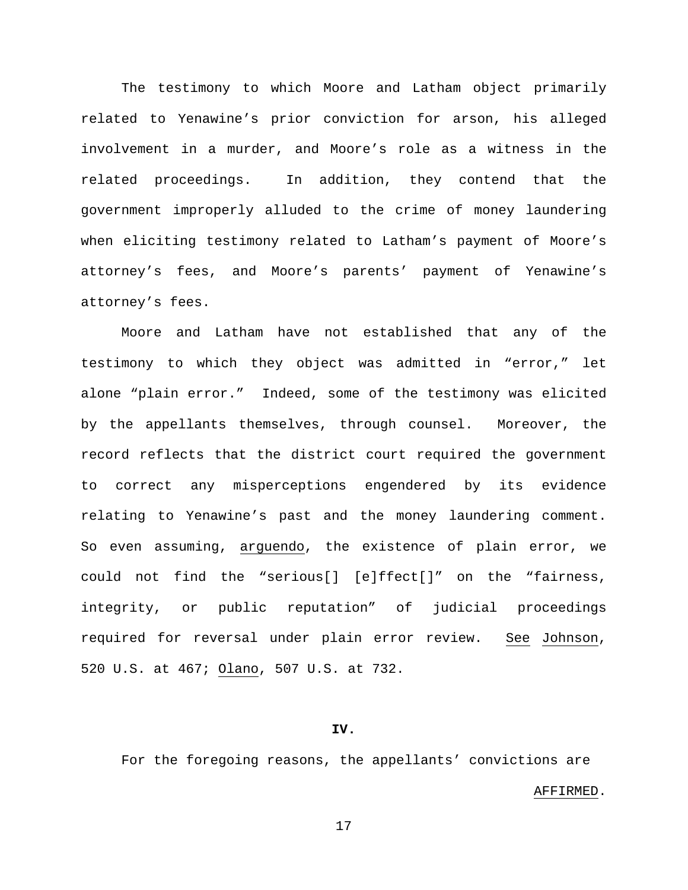The testimony to which Moore and Latham object primarily related to Yenawine's prior conviction for arson, his alleged involvement in a murder, and Moore's role as a witness in the related proceedings. In addition, they contend that the government improperly alluded to the crime of money laundering when eliciting testimony related to Latham's payment of Moore's attorney's fees, and Moore's parents' payment of Yenawine's attorney's fees.

Moore and Latham have not established that any of the testimony to which they object was admitted in "error," let alone "plain error." Indeed, some of the testimony was elicited by the appellants themselves, through counsel. Moreover, the record reflects that the district court required the government to correct any misperceptions engendered by its evidence relating to Yenawine's past and the money laundering comment. So even assuming, arguendo, the existence of plain error, we could not find the "serious[] [e]ffect[]" on the "fairness, integrity, or public reputation" of judicial proceedings required for reversal under plain error review. See Johnson, 520 U.S. at 467; Olano, 507 U.S. at 732.

**IV.**

For the foregoing reasons, the appellants' convictions are

AFFIRMED.